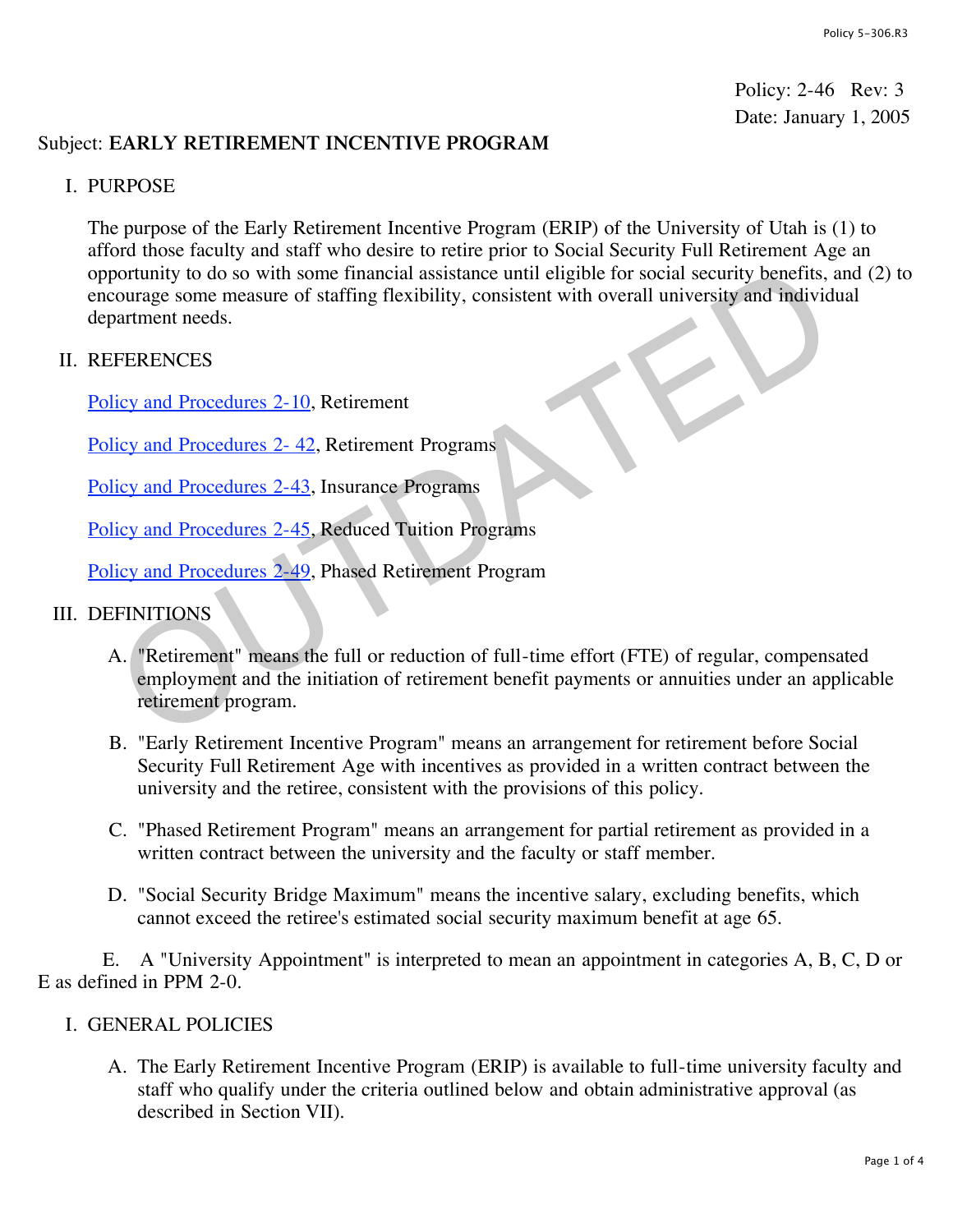Policy: 2-46 Rev: 3
Date: January 1, 2005

Subject: **EARLY RETIREMENT INCENTIVE PROGRAM**

## I. PURPOSE

The purpose of the Early Retirement Incentive Program (ERIP) of the University of Utah is (1) to afford those faculty and staff who desire to retire prior to Social Security Full Retirement Age an opportunity to do so with some financial assistance until eligible for social security benefits, and (2) to encourage some measure of staffing flexibility, consistent with overall university and individual department needs.

## II. REFERENCES

Policy and Procedures 2-10, Retirement

Policy and Procedures 2- 42, Retirement Programs

Policy and Procedures 2-43, Insurance Programs

Policy and Procedures 2-45, Reduced Tuition Programs

Policy and Procedures 2-49, Phased Retirement Program

## III. DEFINITIONS

A. "Retirement" means the full or reduction of full-time effort (FTE) of regular, compensated employment and the initiation of retirement benefit payments or annuities under an applicable retirement program.

B. "Early Retirement Incentive Program" means an arrangement for retirement before Social Security Full Retirement Age with incentives as provided in a written contract between the university and the retiree, consistent with the provisions of this policy.

C. "Phased Retirement Program" means an arrangement for partial retirement as provided in a written contract between the university and the faculty or staff member.

D. "Social Security Bridge Maximum" means the incentive salary, excluding benefits, which cannot exceed the retiree's estimated social security maximum benefit at age 65.

E. A "University Appointment" is interpreted to mean an appointment in categories A, B, C, D or E as defined in PPM 2-0.

## I. GENERAL POLICIES

A. The Early Retirement Incentive Program (ERIP) is available to full-time university faculty and staff who qualify under the criteria outlined below and obtain administrative approval (as described in Section VII).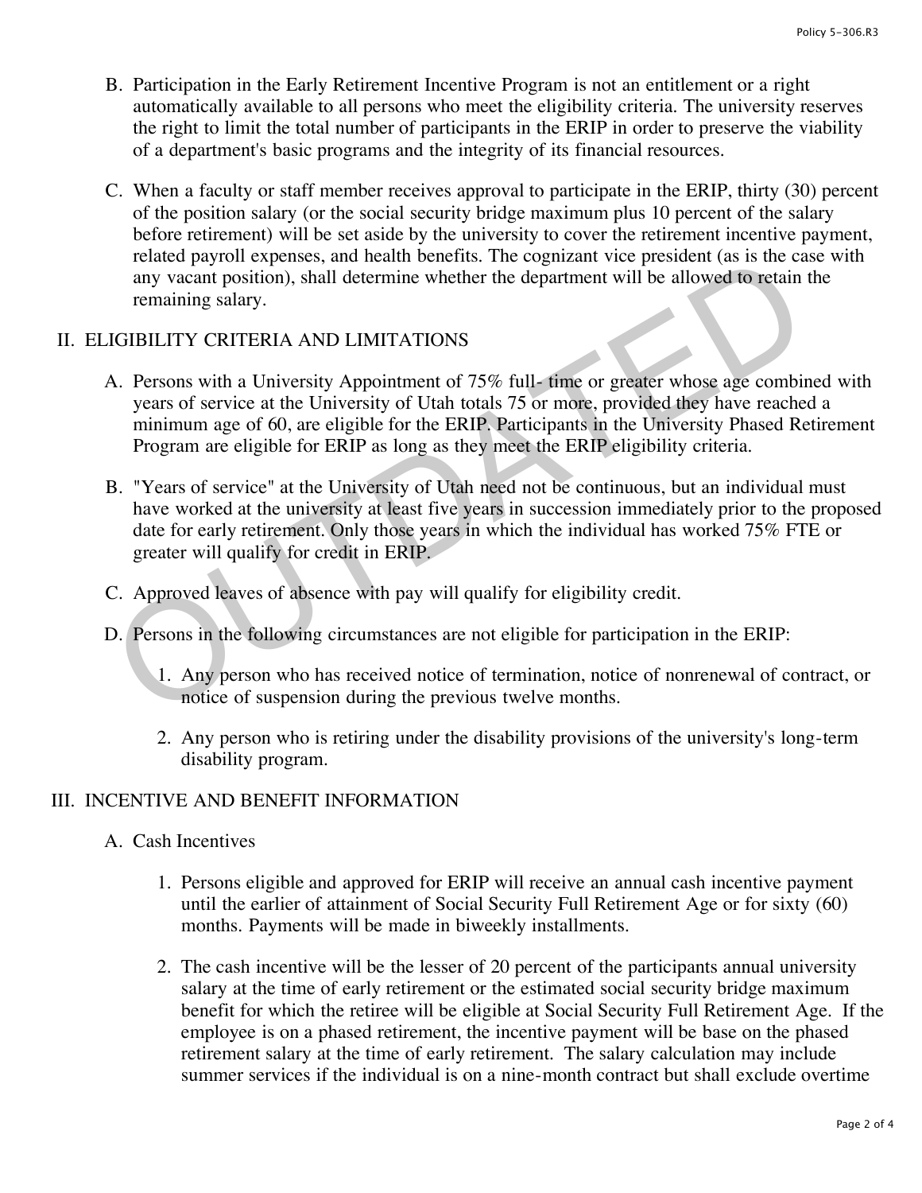B. Participation in the Early Retirement Incentive Program is not an entitlement or a right automatically available to all persons who meet the eligibility criteria. The university reserves the right to limit the total number of participants in the ERIP in order to preserve the viability of a department's basic programs and the integrity of its financial resources.

C. When a faculty or staff member receives approval to participate in the ERIP, thirty (30) percent of the position salary (or the social security bridge maximum plus 10 percent of the salary before retirement) will be set aside by the university to cover the retirement incentive payment, related payroll expenses, and health benefits. The cognizant vice president (as is the case with any vacant position), shall determine whether the department will be allowed to retain the remaining salary.

## II. ELIGIBILITY CRITERIA AND LIMITATIONS

A. Persons with a University Appointment of 75% full- time or greater whose age combined with years of service at the University of Utah totals 75 or more, provided they have reached a minimum age of 60, are eligible for the ERIP. Participants in the University Phased Retirement Program are eligible for ERIP as long as they meet the ERIP eligibility criteria.

B. "Years of service" at the University of Utah need not be continuous, but an individual must have worked at the university at least five years in succession immediately prior to the proposed date for early retirement. Only those years in which the individual has worked 75% FTE or greater will qualify for credit in ERIP.

C. Approved leaves of absence with pay will qualify for eligibility credit.

D. Persons in the following circumstances are not eligible for participation in the ERIP:

1. Any person who has received notice of termination, notice of nonrenewal of contract, or notice of suspension during the previous twelve months.

2. Any person who is retiring under the disability provisions of the university's long-term disability program.

## III. INCENTIVE AND BENEFIT INFORMATION

A. Cash Incentives

1. Persons eligible and approved for ERIP will receive an annual cash incentive payment until the earlier of attainment of Social Security Full Retirement Age or for sixty (60) months. Payments will be made in biweekly installments.

2. The cash incentive will be the lesser of 20 percent of the participants annual university salary at the time of early retirement or the estimated social security bridge maximum benefit for which the retiree will be eligible at Social Security Full Retirement Age. If the employee is on a phased retirement, the incentive payment will be base on the phased retirement salary at the time of early retirement. The salary calculation may include summer services if the individual is on a nine-month contract but shall exclude overtime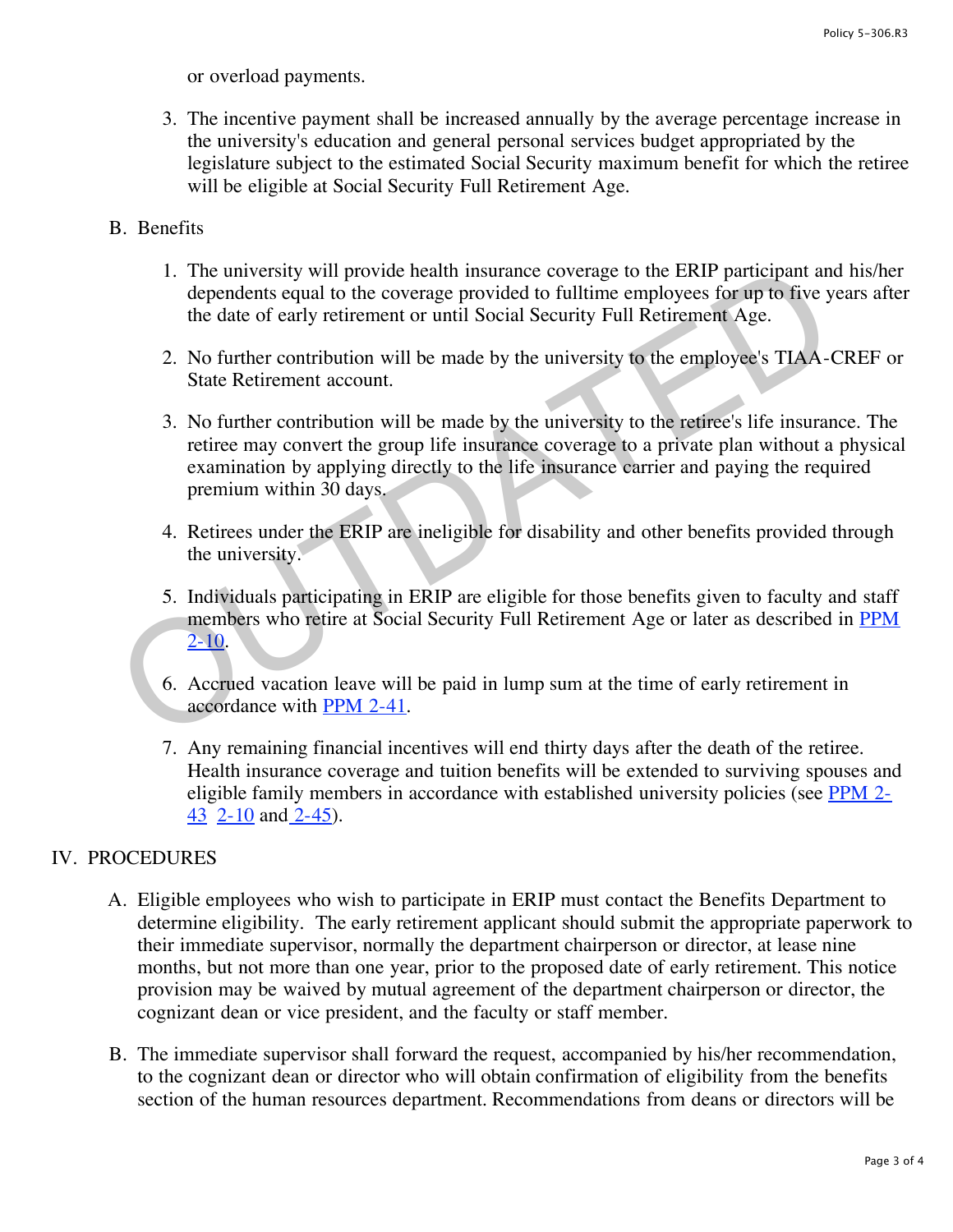or overload payments.

3. The incentive payment shall be increased annually by the average percentage increase in the university's education and general personal services budget appropriated by the legislature subject to the estimated Social Security maximum benefit for which the retiree will be eligible at Social Security Full Retirement Age.

B. Benefits

1. The university will provide health insurance coverage to the ERIP participant and his/her dependents equal to the coverage provided to fulltime employees for up to five years after the date of early retirement or until Social Security Full Retirement Age.

2. No further contribution will be made by the university to the employee's TIAA-CREF or State Retirement account.

3. No further contribution will be made by the university to the retiree's life insurance. The retiree may convert the group life insurance coverage to a private plan without a physical examination by applying directly to the life insurance carrier and paying the required premium within 30 days.

4. Retirees under the ERIP are ineligible for disability and other benefits provided through the university.

5. Individuals participating in ERIP are eligible for those benefits given to faculty and staff members who retire at Social Security Full Retirement Age or later as described in PPM 2-10.

6. Accrued vacation leave will be paid in lump sum at the time of early retirement in accordance with PPM 2-41.

7. Any remaining financial incentives will end thirty days after the death of the retiree. Health insurance coverage and tuition benefits will be extended to surviving spouses and eligible family members in accordance with established university policies (see PPM 2-43 2-10 and 2-45).

IV. PROCEDURES

A. Eligible employees who wish to participate in ERIP must contact the Benefits Department to determine eligibility. The early retirement applicant should submit the appropriate paperwork to their immediate supervisor, normally the department chairperson or director, at lease nine months, but not more than one year, prior to the proposed date of early retirement. This notice provision may be waived by mutual agreement of the department chairperson or director, the cognizant dean or vice president, and the faculty or staff member.

B. The immediate supervisor shall forward the request, accompanied by his/her recommendation, to the cognizant dean or director who will obtain confirmation of eligibility from the benefits section of the human resources department. Recommendations from deans or directors will be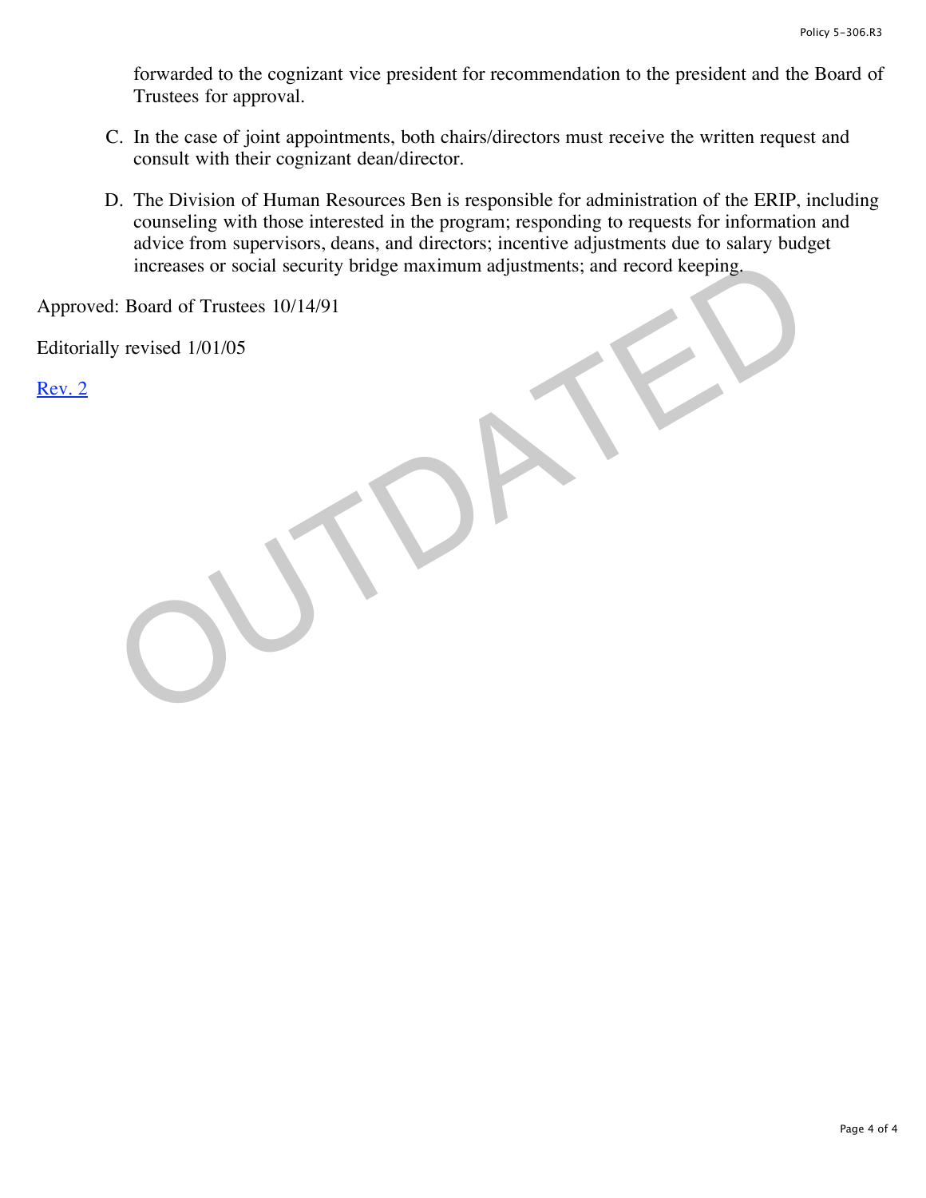forwarded to the cognizant vice president for recommendation to the president and the Board of Trustees for approval.

C. In the case of joint appointments, both chairs/directors must receive the written request and consult with their cognizant dean/director.

D. The Division of Human Resources Ben is responsible for administration of the ERIP, including counseling with those interested in the program; responding to requests for information and advice from supervisors, deans, and directors; incentive adjustments due to salary budget increases or social security bridge maximum adjustments; and record keeping.

Approved: Board of Trustees 10/14/91

Editorially revised 1/01/05

Rev. 2

OUTDATED